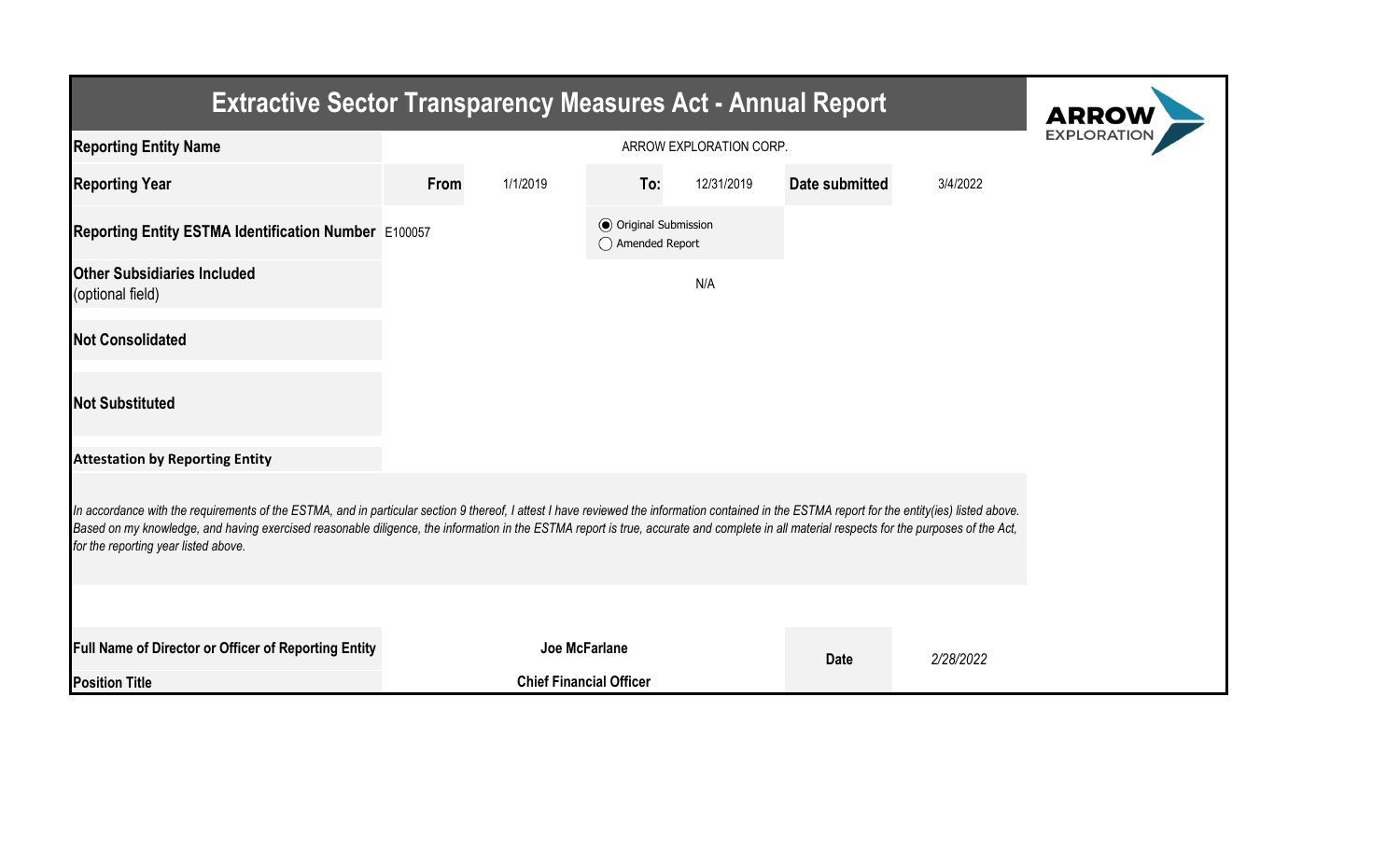# Extractive Sector Transparency Measures Act - Annual Report

| | | | | | | |
|---|---|---|---|---|---|---|
| **Reporting Entity Name** | ARROW EXPLORATION CORP. | | | | | |
| **Reporting Year** | **From** | 1/1/2019 | **To:** | 12/31/2019 | **Date submitted** | 3/4/2022 |
| **Reporting Entity ESTMA Identification Number** | E100057 | | ◉ Original Submission ◯ Amended Report | | | |
| **Other Subsidiaries Included** (optional field) | N/A | | | | | |
| **Not Consolidated** | | | | | | |
| **Not Substituted** | | | | | | |

**Attestation by Reporting Entity**

*In accordance with the requirements of the ESTMA, and in particular section 9 thereof, I attest I have reviewed the information contained in the ESTMA report for the entity(ies) listed above. Based on my knowledge, and having exercised reasonable diligence, the information in the ESTMA report is true, accurate and complete in all material respects for the purposes of the Act, for the reporting year listed above.*

| | | | |
|---|---|---|---|
| **Full Name of Director or Officer of Reporting Entity** | **Joe McFarlane** | **Date** | *2/28/2022* |
| **Position Title** | **Chief Financial Officer** | | |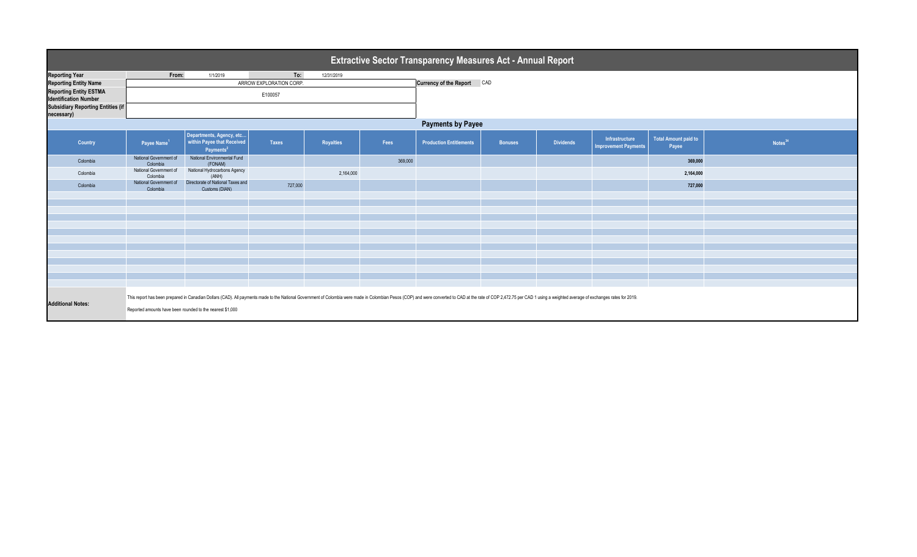# Extractive Sector Transparency Measures Act - Annual Report

| | | | | |
|---|---|---|---|---|
| **Reporting Year** | From: | 1/1/2019 | To: | 12/31/2019 |
| **Reporting Entity Name** | ARROW EXPLORATION CORP. | | **Currency of the Report** | CAD |
| **Reporting Entity ESTMA Identification Number** | E100057 | | | |
| **Subsidiary Reporting Entities (if necessary)** | | | | |

## Payments by Payee

| Country | Payee Name[1] | Departments, Agency, etc... within Payee that Received Payments[2] | Taxes | Royalties | Fees | Production Entitlements | Bonuses | Dividends | Infrastructure Improvement Payments | Total Amount paid to Payee | Notes[34] |
|---|---|---|---|---|---|---|---|---|---|---|---|
| Colombia | National Government of Colombia | National Environmental Fund (FONAM) | | | 369,000 | | | | | **369,000** | |
| Colombia | National Government of Colombia | National Hydrocarbons Agency (ANH) | | 2,164,000 | | | | | | **2,164,000** | |
| Colombia | National Government of Colombia | Directorate of National Taxes and Customs (DIAN) | 727,000 | | | | | | | **727,000** | |

**Additional Notes:**

This report has been prepared in Canadian Dollars (CAD). All payments made to the National Government of Colombia were made in Colombian Pesos (COP) and were converted to CAD at the rate of COP 2,472.75 per CAD 1 using a weighted average of exchanges rates for 2019.

Reported amounts have been rounded to the nearest $1,000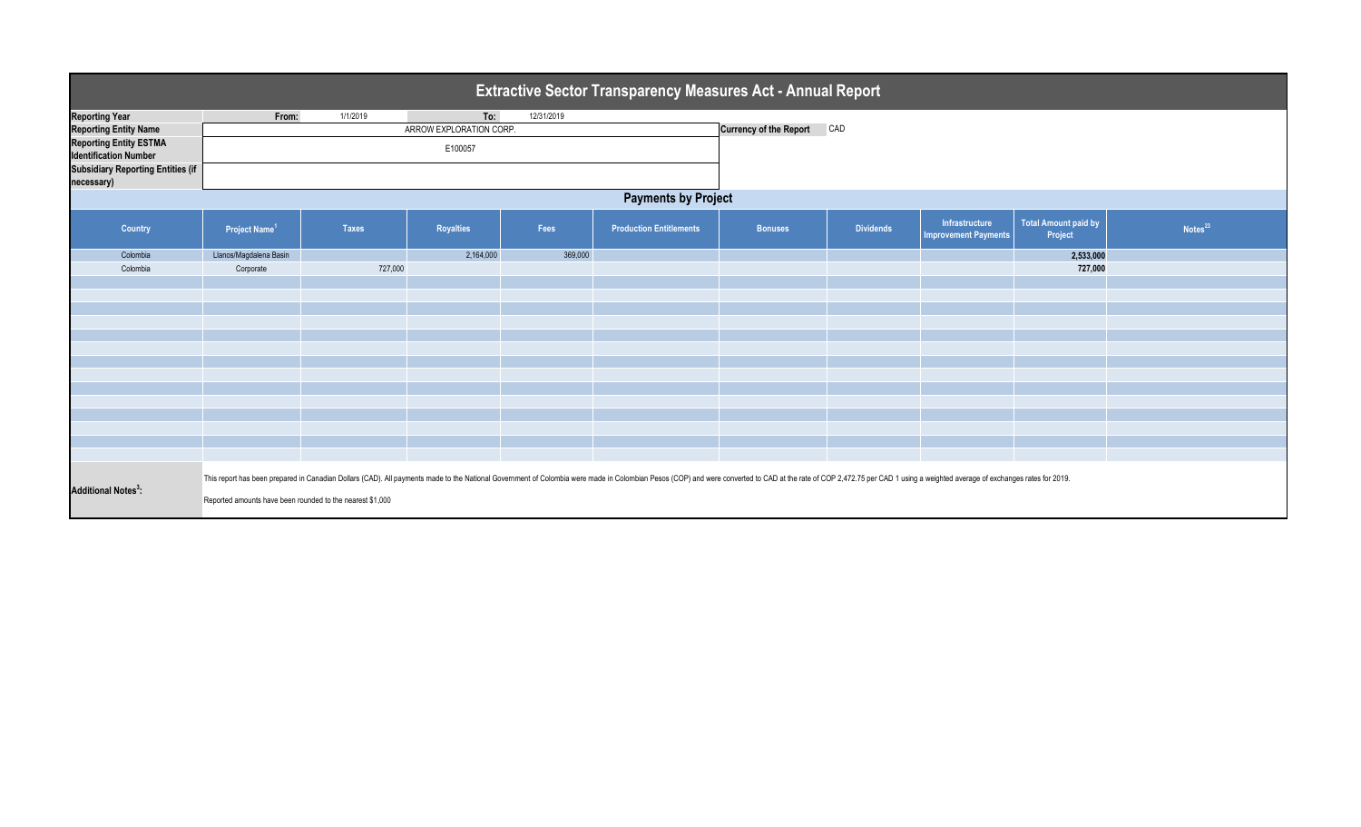# Extractive Sector Transparency Measures Act - Annual Report

| | | | |
|---|---|---|---|
| **Reporting Year** | From: 1/1/2019 | To: 12/31/2019 | |
| **Reporting Entity Name** | ARROW EXPLORATION CORP. | **Currency of the Report** | CAD |
| **Reporting Entity ESTMA Identification Number** | E100057 | | |
| **Subsidiary Reporting Entities (if necessary)** | | | |

## Payments by Project

| Country | Project Name[1] | Taxes | Royalties | Fees | Production Entitlements | Bonuses | Dividends | Infrastructure Improvement Payments | Total Amount paid by Project | Notes[23] |
|---|---|---|---|---|---|---|---|---|---|---|
| Colombia | Llanos/Magdalena Basin | | 2,164,000 | 369,000 | | | | | **2,533,000** | |
| Colombia | Corporate | 727,000 | | | | | | | **727,000** | |

**Additional Notes[3]:**

This report has been prepared in Canadian Dollars (CAD). All payments made to the National Government of Colombia were made in Colombian Pesos (COP) and were converted to CAD at the rate of COP 2,472.75 per CAD 1 using a weighted average of exchanges rates for 2019.

Reported amounts have been rounded to the nearest $1,000